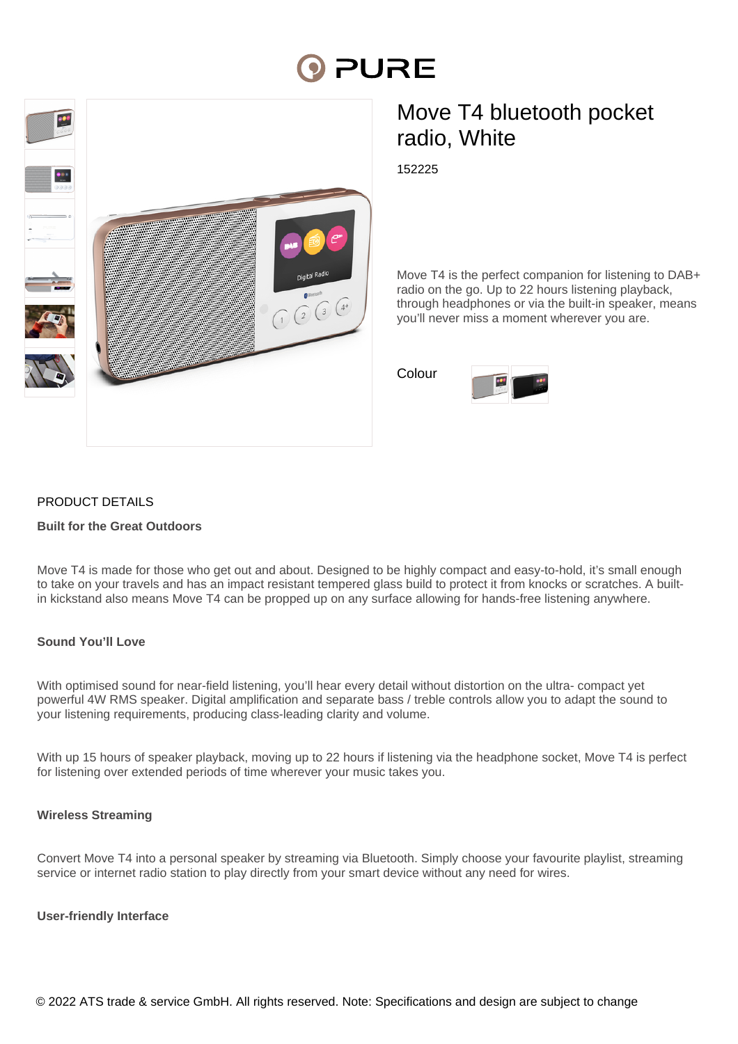# Move T4 bluetooth pocket radio, White

152225

Move T4 is the perfect companion for listening to DAB+ radio on the go. Up to 22 hours listening playback, through headphones or via the built-in speaker, means you'll never miss a moment wherever you are.

Colour

## PRODUCT DETAILS

### Built for the Great Outdoors

Move T4 is made for those who get out and about. Designed to be highly compact and easy-to-hold, it's small enough to take on your travels and has an impact resistant tempered glass build to protect it from knocks or scratches. A built-in kickstand also means Move T4 can be propped up on any surface allowing for hands-free listening anywhere.

### Sound You'll Love

With optimised sound for near-field listening, you'll hear every detail without distortion on the ultra- compact yet powerful 4W RMS speaker. Digital amplification and separate bass / treble controls allow you to adapt the sound to your listening requirements, producing class-leading clarity and volume.

With up 15 hours of speaker playback, moving up to 22 hours if listening via the headphone socket, Move T4 is perfect for listening over extended periods of time wherever your music takes you.

### Wireless Streaming

Convert Move T4 into a personal speaker by streaming via Bluetooth. Simply choose your favourite playlist, streaming service or internet radio station to play directly from your smart device without any need for wires.

### User-friendly Interface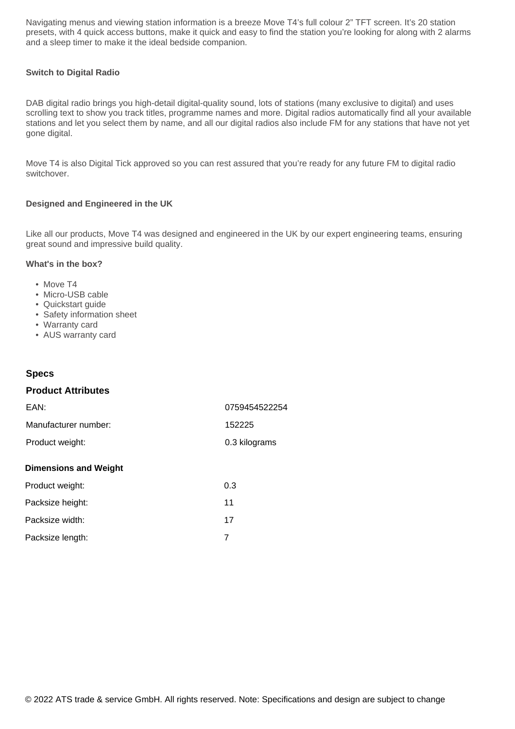Navigating menus and viewing station information is a breeze Move T4's full colour 2" TFT screen. It's 20 station presets, with 4 quick access buttons, make it quick and easy to find the station you're looking for along with 2 alarms and a sleep timer to make it the ideal bedside companion.

**Switch to Digital Radio**

DAB digital radio brings you high-detail digital-quality sound, lots of stations (many exclusive to digital) and uses scrolling text to show you track titles, programme names and more. Digital radios automatically find all your available stations and let you select them by name, and all our digital radios also include FM for any stations that have not yet gone digital.

Move T4 is also Digital Tick approved so you can rest assured that you're ready for any future FM to digital radio switchover.

**Designed and Engineered in the UK**

Like all our products, Move T4 was designed and engineered in the UK by our expert engineering teams, ensuring great sound and impressive build quality.

**What's in the box?**

- Move T4
- Micro-USB cable
- Quickstart guide
- Safety information sheet
- Warranty card
- AUS warranty card

## Specs

### Product Attributes

| | |
|---|---|
| EAN: | 0759454522254 |
| Manufacturer number: | 152225 |
| Product weight: | 0.3 kilograms |

### Dimensions and Weight

| | |
|---|---|
| Product weight: | 0.3 |
| Packsize height: | 11 |
| Packsize width: | 17 |
| Packsize length: | 7 |

© 2022 ATS trade & service GmbH. All rights reserved. Note: Specifications and design are subject to change